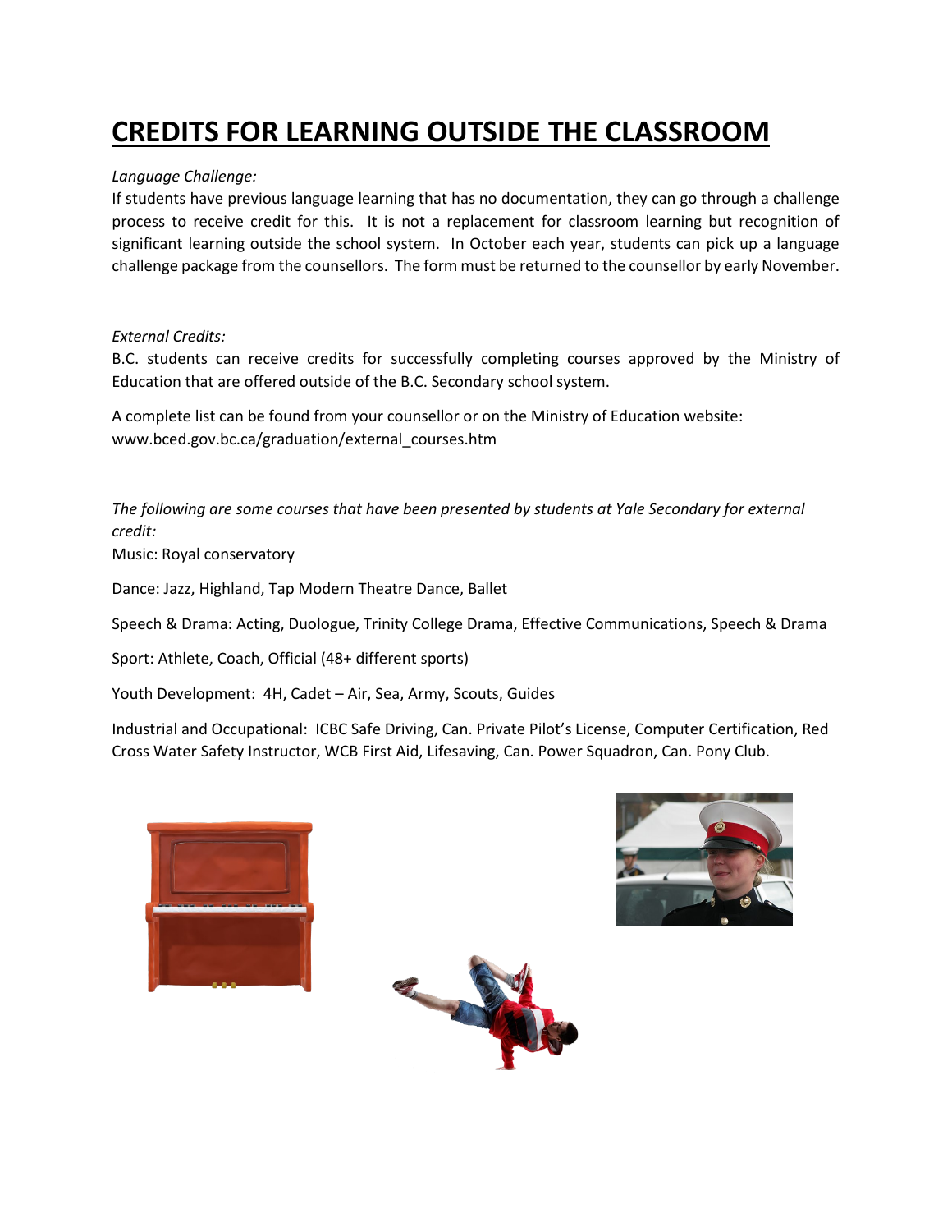# CREDITS FOR LEARNING OUTSIDE THE CLASSROOM

*Language Challenge:*

If students have previous language learning that has no documentation, they can go through a challenge process to receive credit for this. It is not a replacement for classroom learning but recognition of significant learning outside the school system. In October each year, students can pick up a language challenge package from the counsellors. The form must be returned to the counsellor by early November.

*External Credits:*

B.C. students can receive credits for successfully completing courses approved by the Ministry of Education that are offered outside of the B.C. Secondary school system.

A complete list can be found from your counsellor or on the Ministry of Education website: www.bced.gov.bc.ca/graduation/external_courses.htm

*The following are some courses that have been presented by students at Yale Secondary for external credit:*

Music: Royal conservatory

Dance: Jazz, Highland, Tap Modern Theatre Dance, Ballet

Speech & Drama: Acting, Duologue, Trinity College Drama, Effective Communications, Speech & Drama

Sport: Athlete, Coach, Official (48+ different sports)

Youth Development: 4H, Cadet – Air, Sea, Army, Scouts, Guides

Industrial and Occupational: ICBC Safe Driving, Can. Private Pilot's License, Computer Certification, Red Cross Water Safety Instructor, WCB First Aid, Lifesaving, Can. Power Squadron, Can. Pony Club.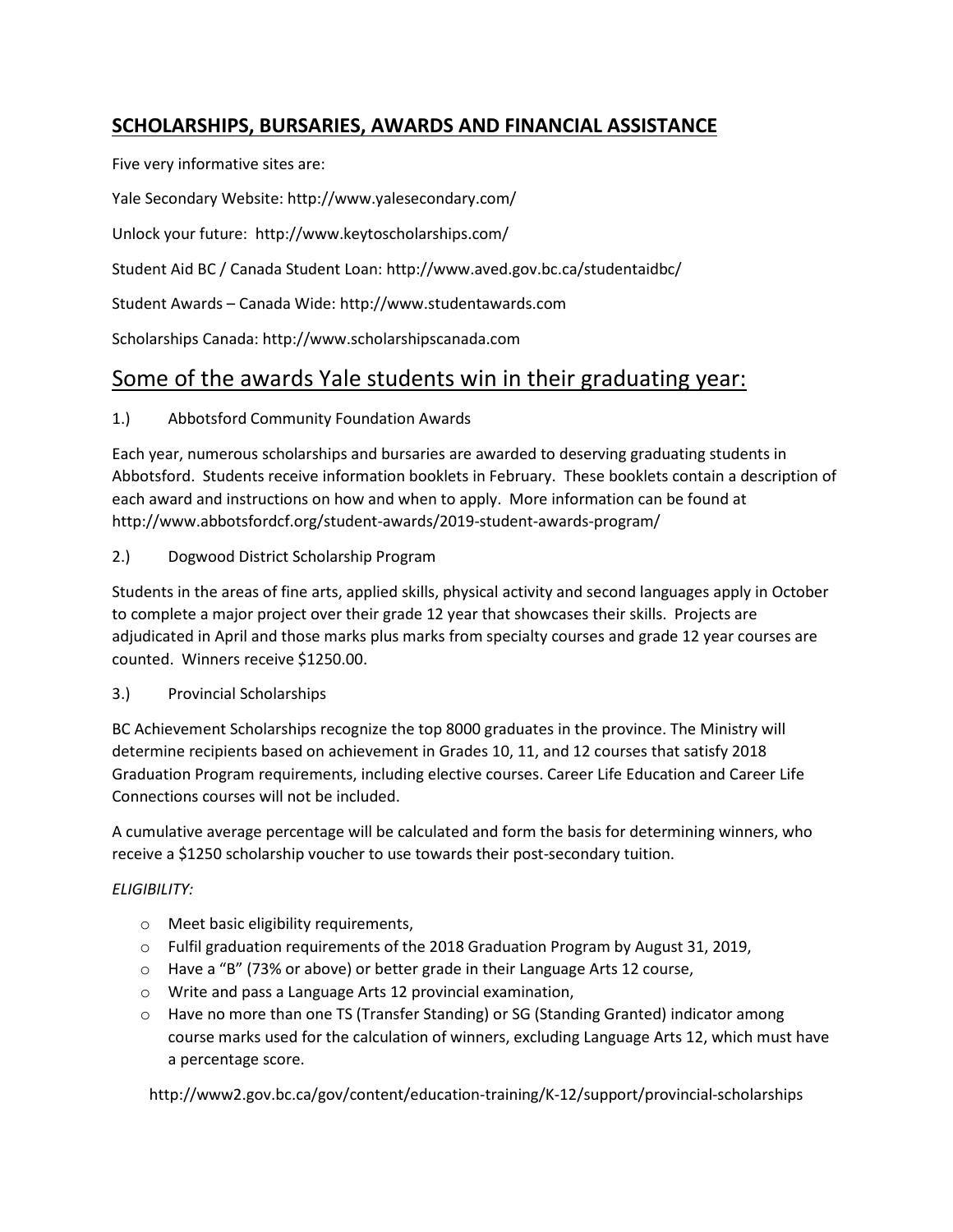## **SCHOLARSHIPS, BURSARIES, AWARDS AND FINANCIAL ASSISTANCE**

Five very informative sites are:

Yale Secondary Website: http://www.yalesecondary.com/

Unlock your future: http://www.keytoscholarships.com/

Student Aid BC / Canada Student Loan: http://www.aved.gov.bc.ca/studentaidbc/

Student Awards – Canada Wide: http://www.studentawards.com

Scholarships Canada: http://www.scholarshipscanada.com

## Some of the awards Yale students win in their graduating year:

1.) Abbotsford Community Foundation Awards

Each year, numerous scholarships and bursaries are awarded to deserving graduating students in Abbotsford. Students receive information booklets in February. These booklets contain a description of each award and instructions on how and when to apply. More information can be found at http://www.abbotsfordcf.org/student-awards/2019-student-awards-program/

2.) Dogwood District Scholarship Program

Students in the areas of fine arts, applied skills, physical activity and second languages apply in October to complete a major project over their grade 12 year that showcases their skills. Projects are adjudicated in April and those marks plus marks from specialty courses and grade 12 year courses are counted. Winners receive $1250.00.

3.) Provincial Scholarships

BC Achievement Scholarships recognize the top 8000 graduates in the province. The Ministry will determine recipients based on achievement in Grades 10, 11, and 12 courses that satisfy 2018 Graduation Program requirements, including elective courses. Career Life Education and Career Life Connections courses will not be included.

A cumulative average percentage will be calculated and form the basis for determining winners, who receive a $1250 scholarship voucher to use towards their post-secondary tuition.

*ELIGIBILITY:*

- Meet basic eligibility requirements,
- Fulfil graduation requirements of the 2018 Graduation Program by August 31, 2019,
- Have a "B" (73% or above) or better grade in their Language Arts 12 course,
- Write and pass a Language Arts 12 provincial examination,
- Have no more than one TS (Transfer Standing) or SG (Standing Granted) indicator among course marks used for the calculation of winners, excluding Language Arts 12, which must have a percentage score.

http://www2.gov.bc.ca/gov/content/education-training/K-12/support/provincial-scholarships